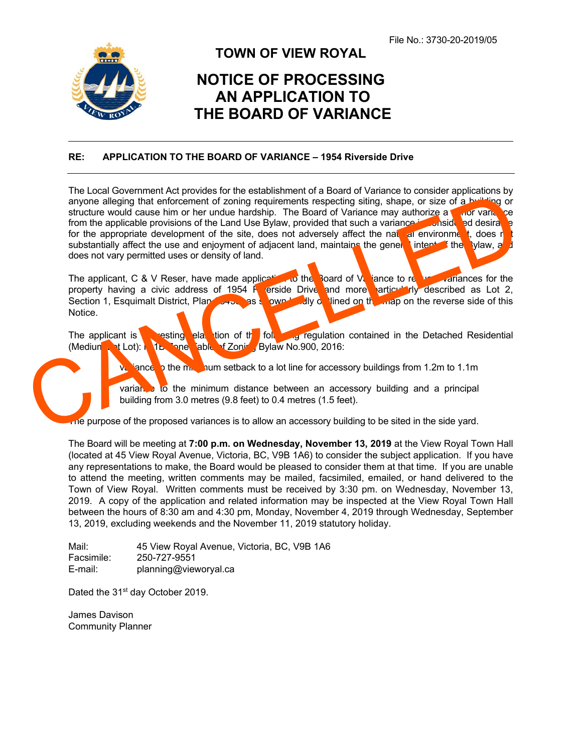File No.: 3730-20-2019/05

# TOWN OF VIEW ROYAL

# NOTICE OF PROCESSING AN APPLICATION TO THE BOARD OF VARIANCE

CANCELLED

**RE: APPLICATION TO THE BOARD OF VARIANCE – 1954 Riverside Drive**

The Local Government Act provides for the establishment of a Board of Variance to consider applications by anyone alleging that enforcement of zoning requirements respecting siting, shape, or size of a building or structure would cause him or her undue hardship. The Board of Variance may authorize a minor variance from the applicable provisions of the Land Use Bylaw, provided that such a variance is considered desirable for the appropriate development of the site, does not adversely affect the natural environment, does not substantially affect the use and enjoyment of adjacent land, maintains the general intent of the Bylaw, and does not vary permitted uses or density of land.

The applicant, C & V Reser, have made application to the Board of Variance to request variances for the property having a civic address of 1954 Riverside Drive and more particularly described as Lot 2, Section 1, Esquimalt District, Plan 9430, as shown boldly outlined on the map on the reverse side of this Notice.

The applicant is requesting relaxation of the following regulation contained in the Detached Residential (Medium Lot Lot): R-1B Zone Table of Zoning Bylaw No.900, 2016:

- variance to the minimum setback to a lot line for accessory buildings from 1.2m to 1.1m
- variance to the minimum distance between an accessory building and a principal building from 3.0 metres (9.8 feet) to 0.4 metres (1.5 feet).

The purpose of the proposed variances is to allow an accessory building to be sited in the side yard.

The Board will be meeting at **7:00 p.m. on Wednesday, November 13, 2019** at the View Royal Town Hall (located at 45 View Royal Avenue, Victoria, BC, V9B 1A6) to consider the subject application. If you have any representations to make, the Board would be pleased to consider them at that time. If you are unable to attend the meeting, written comments may be mailed, facsimiled, emailed, or hand delivered to the Town of View Royal. Written comments must be received by 3:30 pm. on Wednesday, November 13, 2019. A copy of the application and related information may be inspected at the View Royal Town Hall between the hours of 8:30 am and 4:30 pm, Monday, November 4, 2019 through Wednesday, September 13, 2019, excluding weekends and the November 11, 2019 statutory holiday.

| | |
|---|---|
| Mail: | 45 View Royal Avenue, Victoria, BC, V9B 1A6 |
| Facsimile: | 250-727-9551 |
| E-mail: | planning@viewroyal.ca |

Dated the 31st day October 2019.

James Davison
Community Planner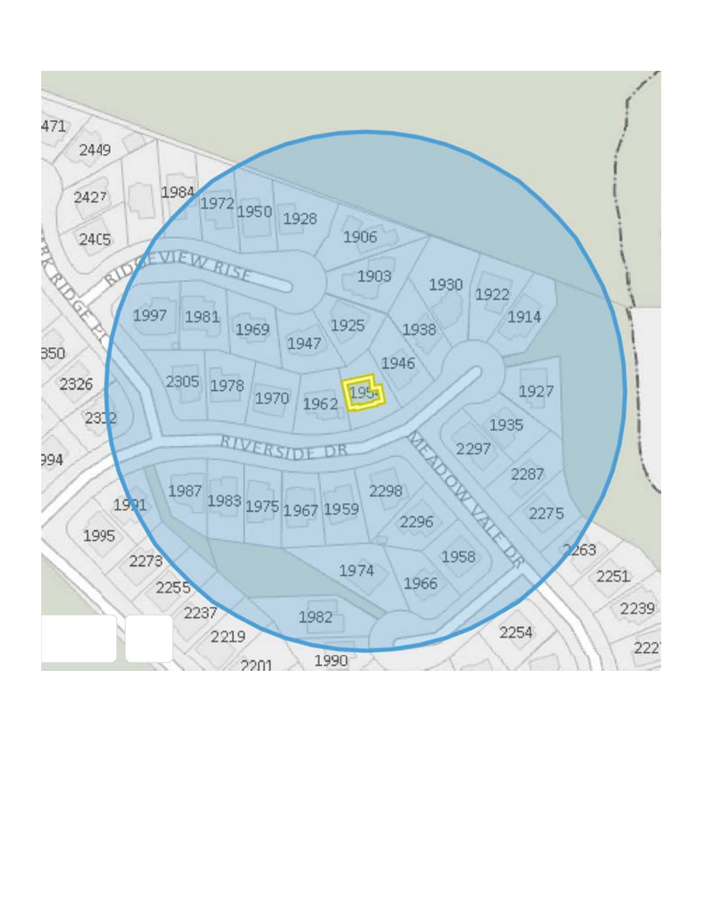471
2449
2427
1984
1972
1950
1928
1906
2405
RIDGEVIEW RISE
1903
1930
1922
RK RIDGE P
1997
1981
1969
1925
1938
1914
1947
350
1946
2326
2305
1978
1970
1962
195
1927
2312
1935
2297
RIVERSIDE DR
MEADOW VALE DR
994
2287
1987
1983
1975
1967
1959
2298
1991
2296
2275
1995
1958
2263
2273
1974
2251
2255
1966
2239
2237
1982
2254
2219
222
2201
1990